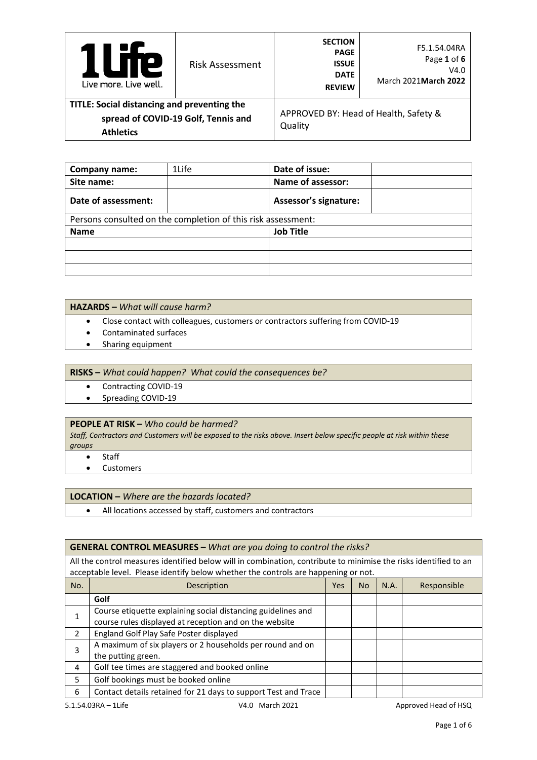| 1Life<br>Live more. Live well. | Risk Assessment | SECTION<br>PAGE<br>ISSUE<br>DATE<br>REVIEW | F5.1.54.04RA<br>Page **1** of **6**<br>V4.0<br>March 2021**March 2022** |
|---|---|---|---|
| **TITLE: Social distancing and preventing the spread of COVID-19 Golf, Tennis and Athletics** | | APPROVED BY: Head of Health, Safety & Quality | |

| **Company name:** | 1Life | **Date of issue:** | |
|---|---|---|---|
| **Site name:** | | **Name of assessor:** | |
| **Date of assessment:** | | **Assessor's signature:** | |
| Persons consulted on the completion of this risk assessment: | | | |
| **Name** | | **Job Title** | |
| | | | |
| | | | |
| | | | |

**HAZARDS –** *What will cause harm?*

- Close contact with colleagues, customers or contractors suffering from COVID-19
- Contaminated surfaces
- Sharing equipment

**RISKS –** *What could happen? What could the consequences be?*

- Contracting COVID-19
- Spreading COVID-19

**PEOPLE AT RISK –** *Who could be harmed?*

*Staff, Contractors and Customers will be exposed to the risks above. Insert below specific people at risk within these groups*

- Staff
- Customers

**LOCATION –** *Where are the hazards located?*

- All locations accessed by staff, customers and contractors

**GENERAL CONTROL MEASURES –** *What are you doing to control the risks?*

All the control measures identified below will in combination, contribute to minimise the risks identified to an acceptable level. Please identify below whether the controls are happening or not.

| No. | Description | Yes | No | N.A. | Responsible |
|---|---|---|---|---|---|
| | **Golf** | | | | |
| 1 | Course etiquette explaining social distancing guidelines and course rules displayed at reception and on the website | | | | |
| 2 | England Golf Play Safe Poster displayed | | | | |
| 3 | A maximum of six players or 2 households per round and on the putting green. | | | | |
| 4 | Golf tee times are staggered and booked online | | | | |
| 5 | Golf bookings must be booked online | | | | |
| 6 | Contact details retained for 21 days to support Test and Trace | | | | |

5.1.54.03RA – 1Life V4.0 March 2021 Approved Head of HSQ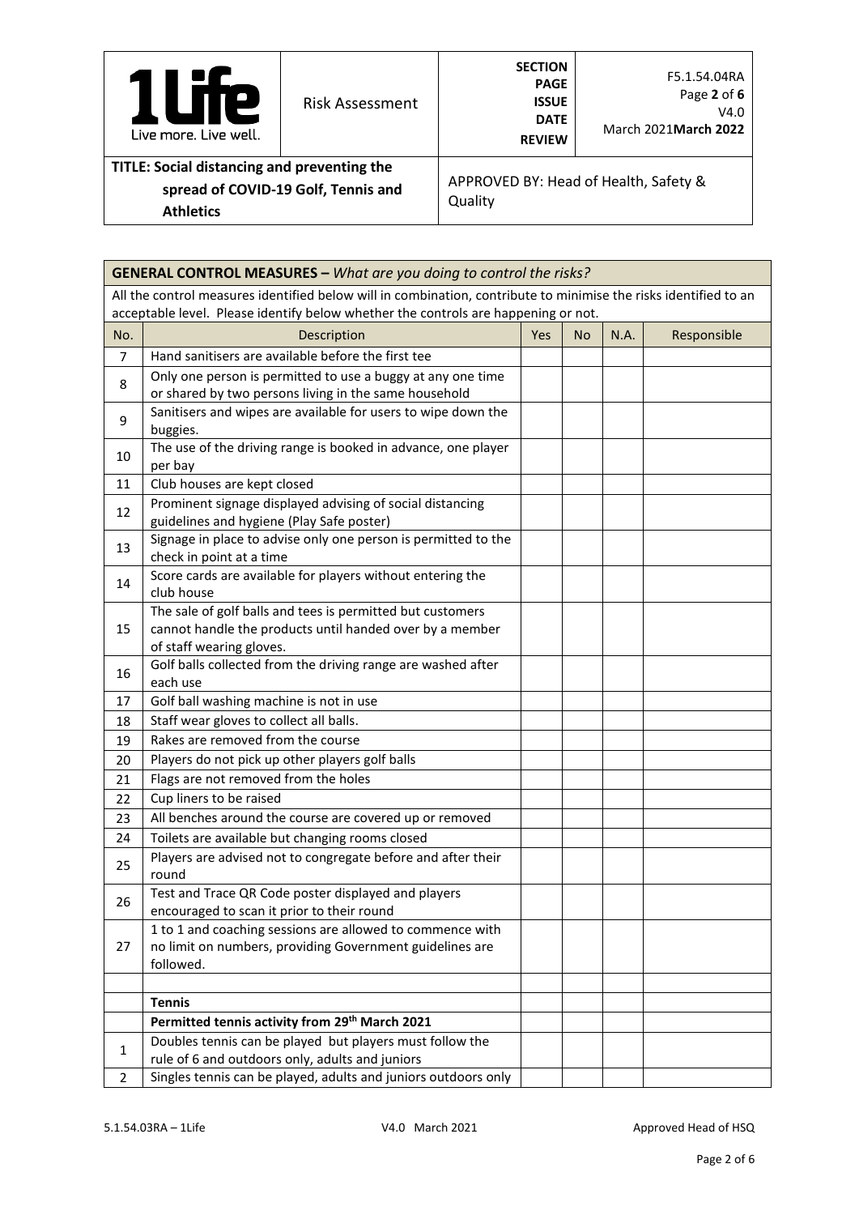| **GENERAL CONTROL MEASURES –** *What are you doing to control the risks?* | | | | | |
|---|---|---|---|---|---|
| All the control measures identified below will in combination, contribute to minimise the risks identified to an acceptable level. Please identify below whether the controls are happening or not. | | | | | |
| No. | Description | Yes | No | N.A. | Responsible |
| 7 | Hand sanitisers are available before the first tee | | | | |
| 8 | Only one person is permitted to use a buggy at any one time or shared by two persons living in the same household | | | | |
| 9 | Sanitisers and wipes are available for users to wipe down the buggies. | | | | |
| 10 | The use of the driving range is booked in advance, one player per bay | | | | |
| 11 | Club houses are kept closed | | | | |
| 12 | Prominent signage displayed advising of social distancing guidelines and hygiene (Play Safe poster) | | | | |
| 13 | Signage in place to advise only one person is permitted to the check in point at a time | | | | |
| 14 | Score cards are available for players without entering the club house | | | | |
| 15 | The sale of golf balls and tees is permitted but customers cannot handle the products until handed over by a member of staff wearing gloves. | | | | |
| 16 | Golf balls collected from the driving range are washed after each use | | | | |
| 17 | Golf ball washing machine is not in use | | | | |
| 18 | Staff wear gloves to collect all balls. | | | | |
| 19 | Rakes are removed from the course | | | | |
| 20 | Players do not pick up other players golf balls | | | | |
| 21 | Flags are not removed from the holes | | | | |
| 22 | Cup liners to be raised | | | | |
| 23 | All benches around the course are covered up or removed | | | | |
| 24 | Toilets are available but changing rooms closed | | | | |
| 25 | Players are advised not to congregate before and after their round | | | | |
| 26 | Test and Trace QR Code poster displayed and players encouraged to scan it prior to their round | | | | |
| 27 | 1 to 1 and coaching sessions are allowed to commence with no limit on numbers, providing Government guidelines are followed. | | | | |
| | | | | | |
| | **Tennis** | | | | |
| | **Permitted tennis activity from 29th March 2021** | | | | |
| 1 | Doubles tennis can be played but players must follow the rule of 6 and outdoors only, adults and juniors | | | | |
| 2 | Singles tennis can be played, adults and juniors outdoors only | | | | |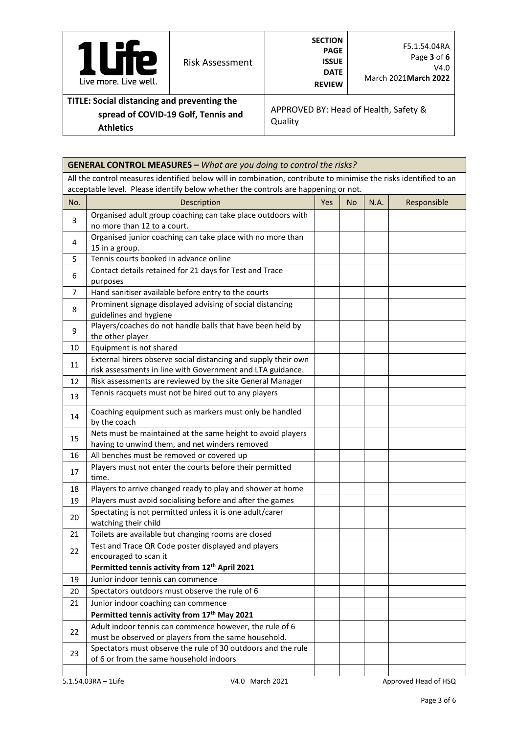| 1Life Live more. Live well. | Risk Assessment | SECTION PAGE ISSUE DATE REVIEW | F5.1.54.04RA Page **3** of **6** V4.0 March 2021**March 2022** |
|---|---|---|---|
| **TITLE: Social distancing and preventing the spread of COVID-19 Golf, Tennis and Athletics** | | APPROVED BY: Head of Health, Safety & Quality | |

**GENERAL CONTROL MEASURES –** *What are you doing to control the risks?*

All the control measures identified below will in combination, contribute to minimise the risks identified to an acceptable level. Please identify below whether the controls are happening or not.

| No. | Description | Yes | No | N.A. | Responsible |
|---|---|---|---|---|---|
| 3 | Organised adult group coaching can take place outdoors with no more than 12 to a court. | | | | |
| 4 | Organised junior coaching can take place with no more than 15 in a group. | | | | |
| 5 | Tennis courts booked in advance online | | | | |
| 6 | Contact details retained for 21 days for Test and Trace purposes | | | | |
| 7 | Hand sanitiser available before entry to the courts | | | | |
| 8 | Prominent signage displayed advising of social distancing guidelines and hygiene | | | | |
| 9 | Players/coaches do not handle balls that have been held by the other player | | | | |
| 10 | Equipment is not shared | | | | |
| 11 | External hirers observe social distancing and supply their own risk assessments in line with Government and LTA guidance. | | | | |
| 12 | Risk assessments are reviewed by the site General Manager | | | | |
| 13 | Tennis racquets must not be hired out to any players | | | | |
| 14 | Coaching equipment such as markers must only be handled by the coach | | | | |
| 15 | Nets must be maintained at the same height to avoid players having to unwind them, and net winders removed | | | | |
| 16 | All benches must be removed or covered up | | | | |
| 17 | Players must not enter the courts before their permitted time. | | | | |
| 18 | Players to arrive changed ready to play and shower at home | | | | |
| 19 | Players must avoid socialising before and after the games | | | | |
| 20 | Spectating is not permitted unless it is one adult/carer watching their child | | | | |
| 21 | Toilets are available but changing rooms are closed | | | | |
| 22 | Test and Trace QR Code poster displayed and players encouraged to scan it | | | | |
| | **Permitted tennis activity from 12th April 2021** | | | | |
| 19 | Junior indoor tennis can commence | | | | |
| 20 | Spectators outdoors must observe the rule of 6 | | | | |
| 21 | Junior indoor coaching can commence | | | | |
| | **Permitted tennis activity from 17th May 2021** | | | | |
| 22 | Adult indoor tennis can commence however, the rule of 6 must be observed or players from the same household. | | | | |
| 23 | Spectators must observe the rule of 30 outdoors and the rule of 6 or from the same household indoors | | | | |
| | | | | | |

5.1.54.03RA – 1Life V4.0 March 2021 Approved Head of HSQ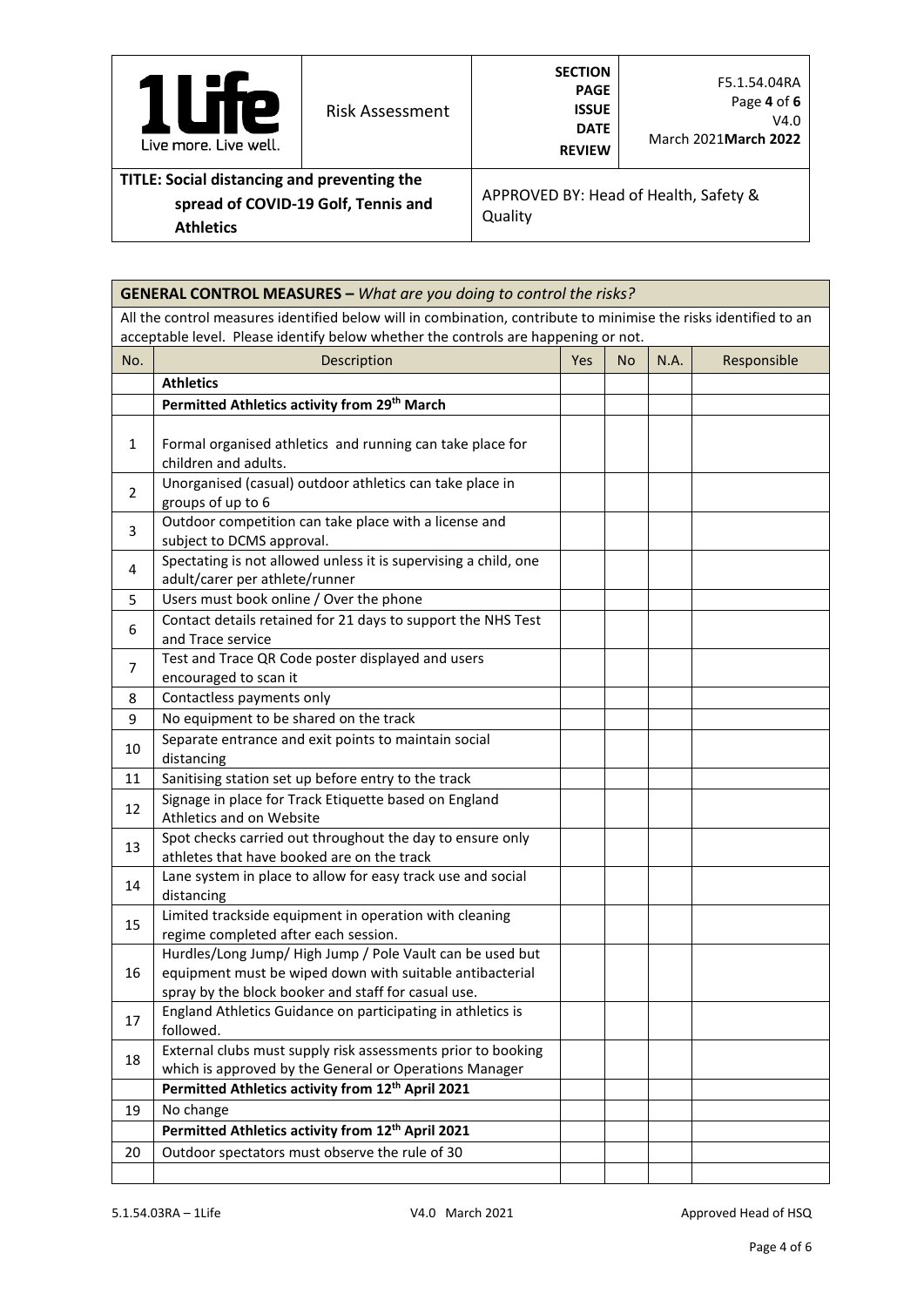| 1Life Live more. Live well. | Risk Assessment | SECTION PAGE ISSUE DATE REVIEW | F5.1.54.04RA Page **4** of **6** V4.0 March 2021**March 2022** |
|---|---|---|---|
| **TITLE: Social distancing and preventing the spread of COVID-19 Golf, Tennis and Athletics** | | APPROVED BY: Head of Health, Safety & Quality | |

**GENERAL CONTROL MEASURES –** *What are you doing to control the risks?*

All the control measures identified below will in combination, contribute to minimise the risks identified to an acceptable level. Please identify below whether the controls are happening or not.

| No. | Description | Yes | No | N.A. | Responsible |
|---|---|---|---|---|---|
| | **Athletics** | | | | |
| | **Permitted Athletics activity from 29th March** | | | | |
| 1 | Formal organised athletics and running can take place for children and adults. | | | | |
| 2 | Unorganised (casual) outdoor athletics can take place in groups of up to 6 | | | | |
| 3 | Outdoor competition can take place with a license and subject to DCMS approval. | | | | |
| 4 | Spectating is not allowed unless it is supervising a child, one adult/carer per athlete/runner | | | | |
| 5 | Users must book online / Over the phone | | | | |
| 6 | Contact details retained for 21 days to support the NHS Test and Trace service | | | | |
| 7 | Test and Trace QR Code poster displayed and users encouraged to scan it | | | | |
| 8 | Contactless payments only | | | | |
| 9 | No equipment to be shared on the track | | | | |
| 10 | Separate entrance and exit points to maintain social distancing | | | | |
| 11 | Sanitising station set up before entry to the track | | | | |
| 12 | Signage in place for Track Etiquette based on England Athletics and on Website | | | | |
| 13 | Spot checks carried out throughout the day to ensure only athletes that have booked are on the track | | | | |
| 14 | Lane system in place to allow for easy track use and social distancing | | | | |
| 15 | Limited trackside equipment in operation with cleaning regime completed after each session. | | | | |
| 16 | Hurdles/Long Jump/ High Jump / Pole Vault can be used but equipment must be wiped down with suitable antibacterial spray by the block booker and staff for casual use. | | | | |
| 17 | England Athletics Guidance on participating in athletics is followed. | | | | |
| 18 | External clubs must supply risk assessments prior to booking which is approved by the General or Operations Manager | | | | |
| | **Permitted Athletics activity from 12th April 2021** | | | | |
| 19 | No change | | | | |
| | **Permitted Athletics activity from 12th April 2021** | | | | |
| 20 | Outdoor spectators must observe the rule of 30 | | | | |
| | | | | | |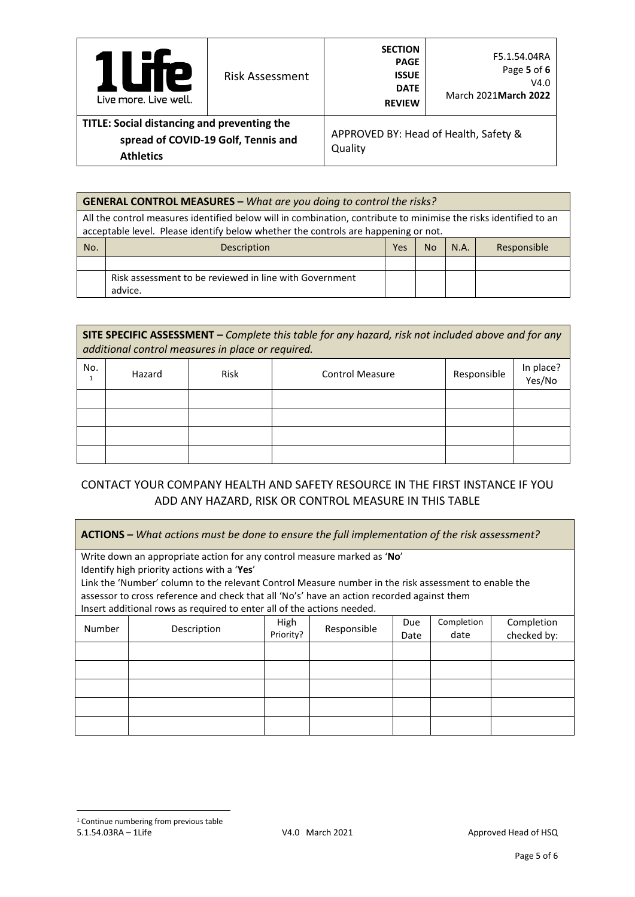| **GENERAL CONTROL MEASURES –** *What are you doing to control the risks?* | | | | | |
|---|---|---|---|---|---|
| All the control measures identified below will in combination, contribute to minimise the risks identified to an acceptable level. Please identify below whether the controls are happening or not. | | | | | |
| No. | Description | Yes | No | N.A. | Responsible |
| | | | | | |
| | Risk assessment to be reviewed in line with Government advice. | | | | |

| **SITE SPECIFIC ASSESSMENT –** *Complete this table for any hazard, risk not included above and for any additional control measures in place or required.* | | | | | |
|---|---|---|---|---|---|
| No. [1] | Hazard | Risk | Control Measure | Responsible | In place? Yes/No |
| | | | | | |
| | | | | | |
| | | | | | |
| | | | | | |

CONTACT YOUR COMPANY HEALTH AND SAFETY RESOURCE IN THE FIRST INSTANCE IF YOU ADD ANY HAZARD, RISK OR CONTROL MEASURE IN THIS TABLE

| **ACTIONS –** *What actions must be done to ensure the full implementation of the risk assessment?* | | | | | | |
|---|---|---|---|---|---|---|
| Write down an appropriate action for any control measure marked as '**No**'<br>Identify high priority actions with a '**Yes**'<br>Link the 'Number' column to the relevant Control Measure number in the risk assessment to enable the assessor to cross reference and check that all 'No's' have an action recorded against them<br>Insert additional rows as required to enter all of the actions needed. | | | | | | |
| Number | Description | High Priority? | Responsible | Due Date | Completion date | Completion checked by: |
| | | | | | | |
| | | | | | | |
| | | | | | | |
| | | | | | | |
| | | | | | | |

[1] Continue numbering from previous table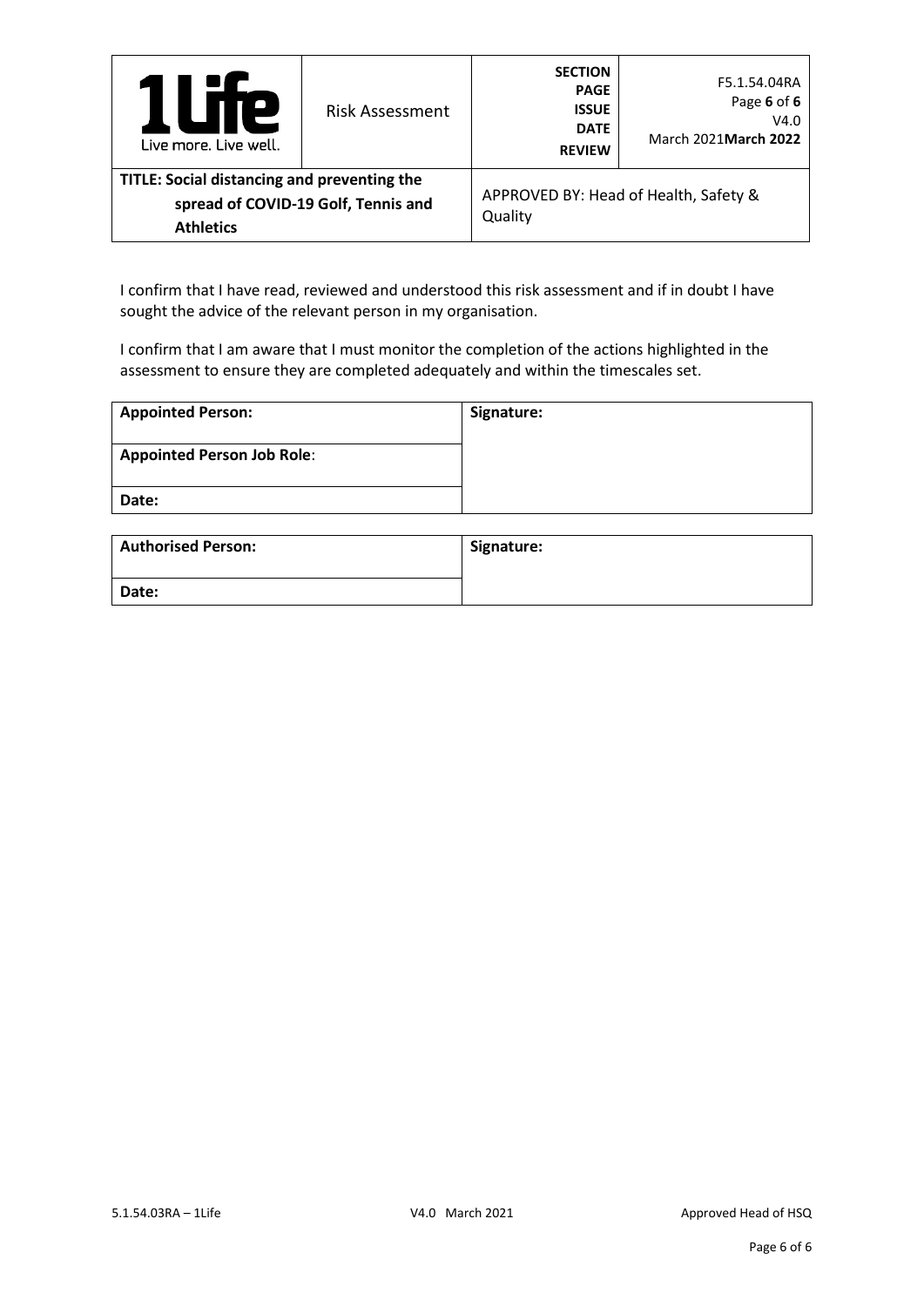I confirm that I have read, reviewed and understood this risk assessment and if in doubt I have sought the advice of the relevant person in my organisation.

I confirm that I am aware that I must monitor the completion of the actions highlighted in the assessment to ensure they are completed adequately and within the timescales set.

| | |
|---|---|
| **Appointed Person:** | **Signature:** |
| **Appointed Person Job Role**: | |
| **Date:** | |

| | |
|---|---|
| **Authorised Person:** | **Signature:** |
| **Date:** | |